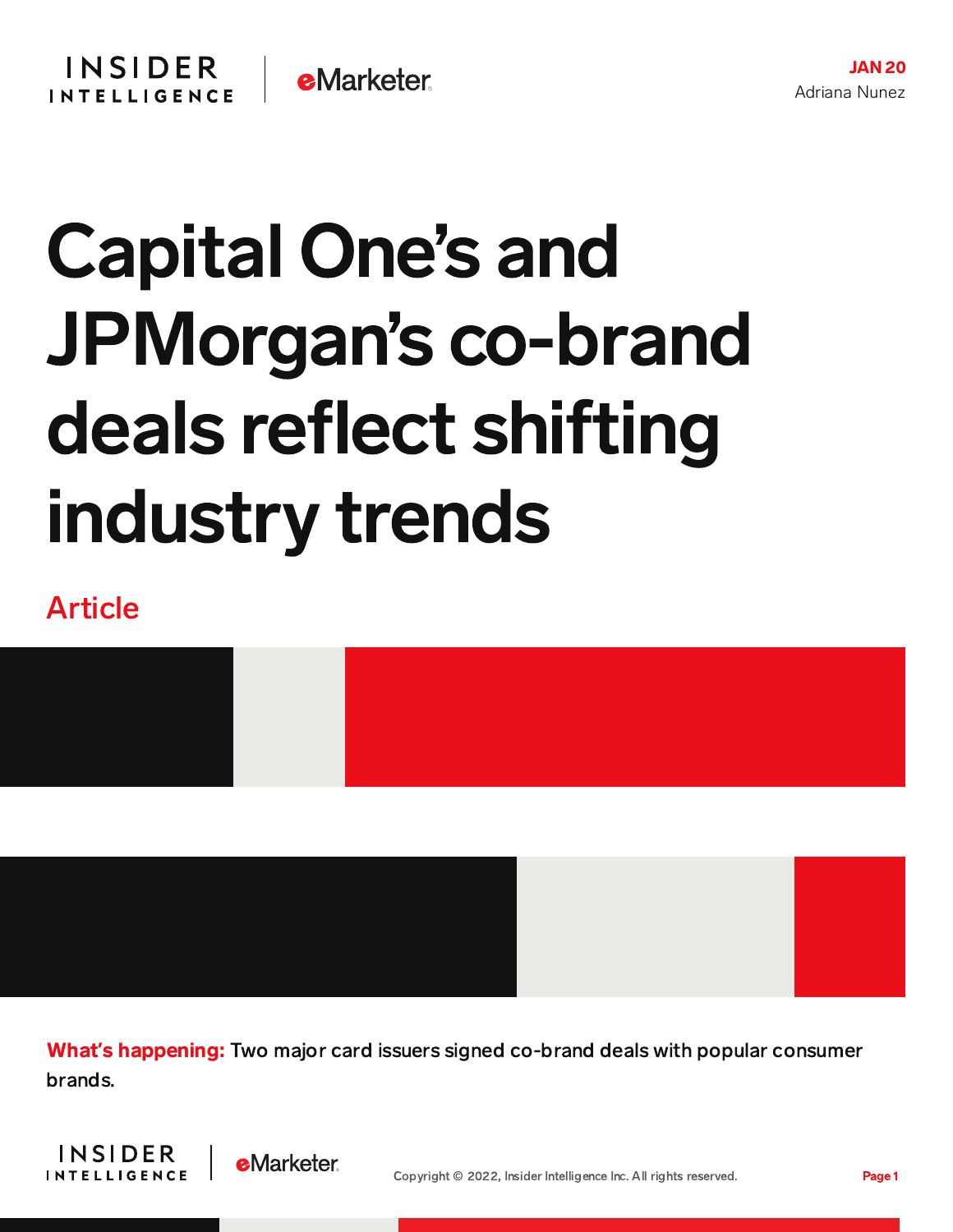JAN 20
Adriana Nunez

# Capital One's and JPMorgan's co-brand deals reflect shifting industry trends

Article

**What's happening:** Two major card issuers signed co-brand deals with popular consumer brands.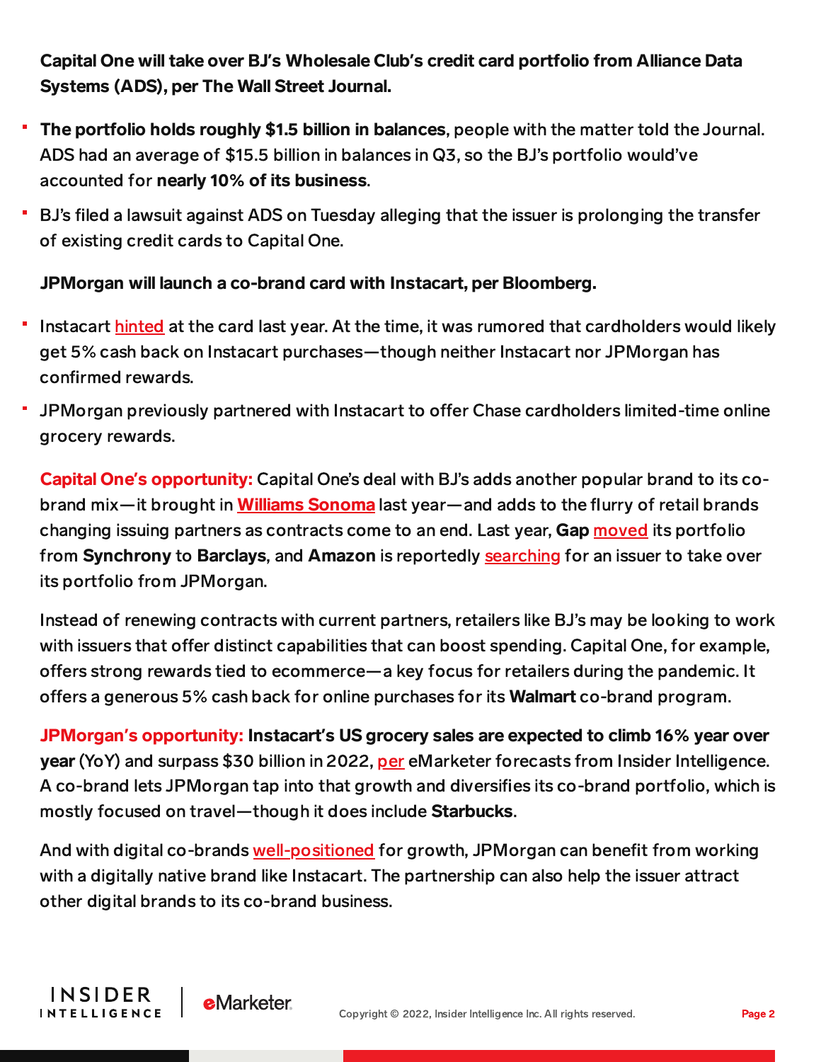**Capital One will take over BJ's Wholesale Club's credit card portfolio from Alliance Data Systems (ADS), per The Wall Street Journal.**

- **The portfolio holds roughly $1.5 billion in balances**, people with the matter told the Journal. ADS had an average of $15.5 billion in balances in Q3, so the BJ's portfolio would've accounted for **nearly 10% of its business**.
- BJ's filed a lawsuit against ADS on Tuesday alleging that the issuer is prolonging the transfer of existing credit cards to Capital One.

**JPMorgan will launch a co-brand card with Instacart, per Bloomberg.**

- Instacart hinted at the card last year. At the time, it was rumored that cardholders would likely get 5% cash back on Instacart purchases—though neither Instacart nor JPMorgan has confirmed rewards.
- JPMorgan previously partnered with Instacart to offer Chase cardholders limited-time online grocery rewards.

**Capital One's opportunity:** Capital One's deal with BJ's adds another popular brand to its co-brand mix—it brought in **Williams Sonoma** last year—and adds to the flurry of retail brands changing issuing partners as contracts come to an end. Last year, **Gap** moved its portfolio from **Synchrony** to **Barclays**, and **Amazon** is reportedly searching for an issuer to take over its portfolio from JPMorgan.

Instead of renewing contracts with current partners, retailers like BJ's may be looking to work with issuers that offer distinct capabilities that can boost spending. Capital One, for example, offers strong rewards tied to ecommerce—a key focus for retailers during the pandemic. It offers a generous 5% cash back for online purchases for its **Walmart** co-brand program.

**JPMorgan's opportunity:** **Instacart's US grocery sales are expected to climb 16% year over year** (YoY) and surpass $30 billion in 2022, per eMarketer forecasts from Insider Intelligence. A co-brand lets JPMorgan tap into that growth and diversifies its co-brand portfolio, which is mostly focused on travel—though it does include **Starbucks**.

And with digital co-brands well-positioned for growth, JPMorgan can benefit from working with a digitally native brand like Instacart. The partnership can also help the issuer attract other digital brands to its co-brand business.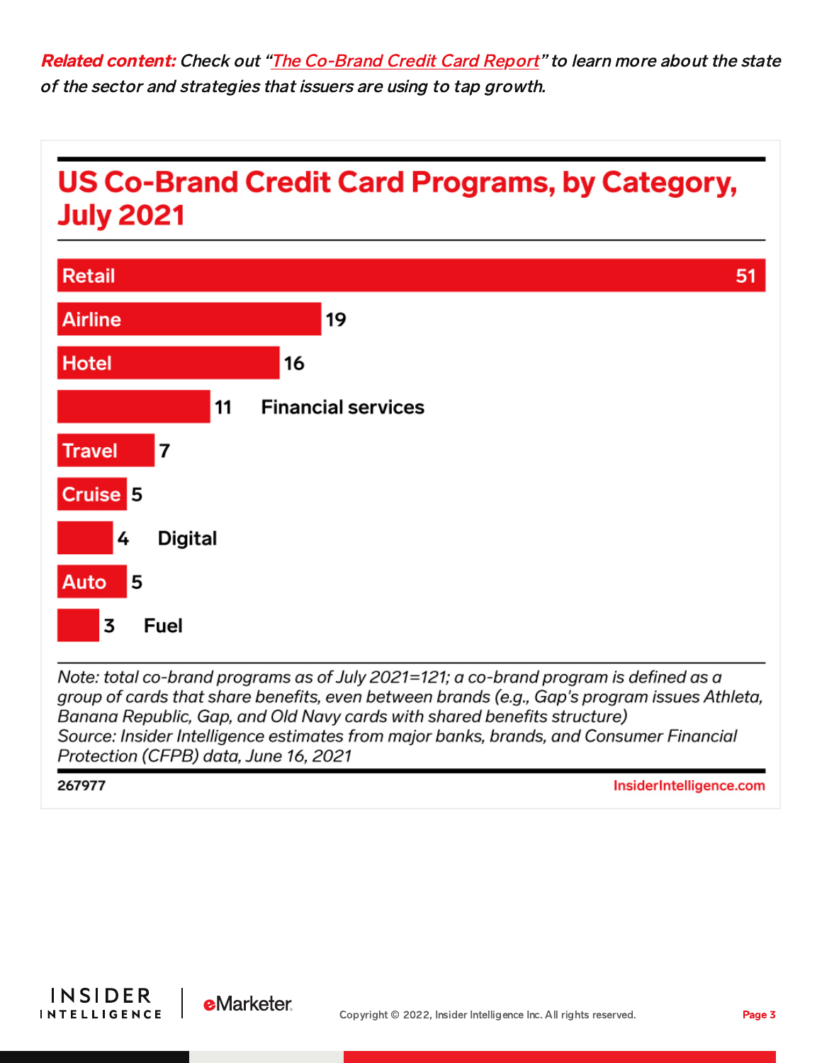***Related content:*** *Check out "The Co-Brand Credit Card Report" to learn more about the state of the sector and strategies that issuers are using to tap growth.*

## US Co-Brand Credit Card Programs, by Category, July 2021

Retail 51
Airline 19
Hotel 16
11 Financial services
Travel 7
Cruise 5
4 Digital
Auto 5
3 Fuel

*Note: total co-brand programs as of July 2021=121; a co-brand program is defined as a group of cards that share benefits, even between brands (e.g., Gap's program issues Athleta, Banana Republic, Gap, and Old Navy cards with shared benefits structure)*
*Source: Insider Intelligence estimates from major banks, brands, and Consumer Financial Protection (CFPB) data, June 16, 2021*

267977 InsiderIntelligence.com